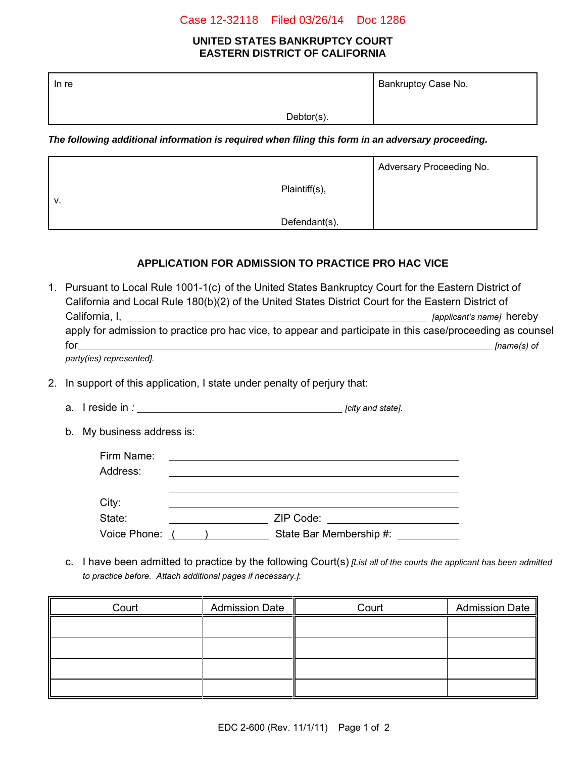Case 12-32118 Filed 03/26/14 Doc 1286

**UNITED STATES BANKRUPTCY COURT**
**EASTERN DISTRICT OF CALIFORNIA**

| In re<br><br>Debtor(s). | Bankruptcy Case No. |
|---|---|

***The following additional information is required when filing this form in an adversary proceeding.***

| Plaintiff(s),<br>v.<br>Defendant(s). | Adversary Proceeding No. |
|---|---|

## APPLICATION FOR ADMISSION TO PRACTICE PRO HAC VICE

1. Pursuant to Local Rule 1001-1(c) of the United States Bankruptcy Court for the Eastern District of California and Local Rule 180(b)(2) of the United States District Court for the Eastern District of California, I, ______________________________ *[applicant's name]* hereby apply for admission to practice pro hac vice, to appear and participate in this case/proceeding as counsel for______________________________ *[name(s) of party(ies) represented]*.

2. In support of this application, I state under penalty of perjury that:

   a. I reside in *:* ______________________ *[city and state]*.

   b. My business address is:

      Firm Name: ______________________________
      Address: ______________________________
      ______________________________
      City: ______________________________
      State: ____________ ZIP Code: ____________
      Voice Phone: ( ) ____________ State Bar Membership #: ____________

   c. I have been admitted to practice by the following Court(s) *[List all of the courts the applicant has been admitted to practice before. Attach additional pages if necessary.]*:

| Court | Admission Date | Court | Admission Date |
|---|---|---|---|
| | | | |
| | | | |
| | | | |
| | | | |

EDC 2-600 (Rev. 11/1/11)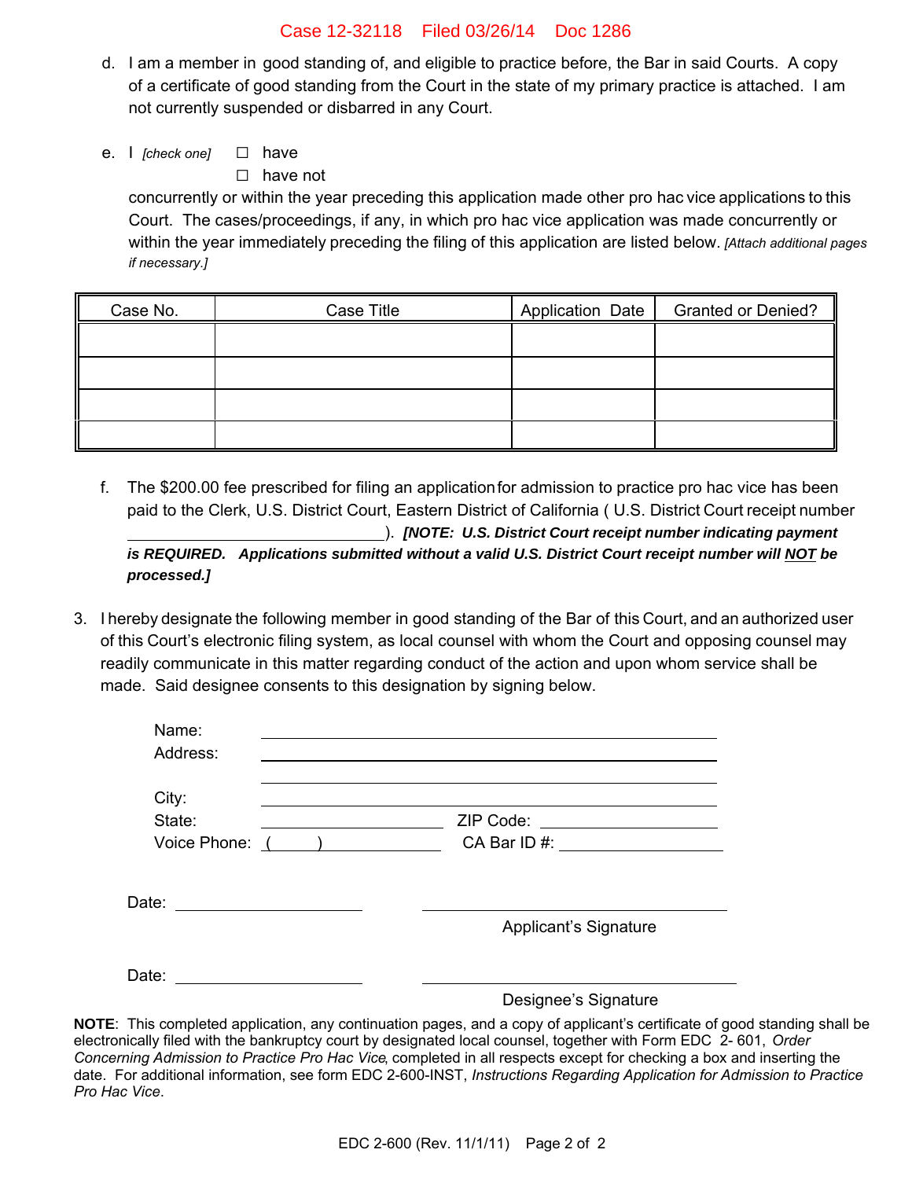d. I am a member in good standing of, and eligible to practice before, the Bar in said Courts. A copy of a certificate of good standing from the Court in the state of my primary practice is attached. I am not currently suspended or disbarred in any Court.

e. I *[check one]* ☐ have
☐ have not

concurrently or within the year preceding this application made other pro hac vice applications to this Court. The cases/proceedings, if any, in which pro hac vice application was made concurrently or within the year immediately preceding the filing of this application are listed below. *[Attach additional pages if necessary.]*

| Case No. | Case Title | Application Date | Granted or Denied? |
|---|---|---|---|
| | | | |
| | | | |
| | | | |
| | | | |

f. The $200.00 fee prescribed for filing an application for admission to practice pro hac vice has been paid to the Clerk, U.S. District Court, Eastern District of California ( U.S. District Court receipt number ______________________________). ***[NOTE: U.S. District Court receipt number indicating payment is REQUIRED. Applications submitted without a valid U.S. District Court receipt number will NOT be processed.]***

3. I hereby designate the following member in good standing of the Bar of this Court, and an authorized user of this Court's electronic filing system, as local counsel with whom the Court and opposing counsel may readily communicate in this matter regarding conduct of the action and upon whom service shall be made. Said designee consents to this designation by signing below.

Name: ______________________________
Address: ______________________________
______________________________
City: ______________________________
State: ______________ ZIP Code: ______________
Voice Phone: (      ) ______________ CA Bar ID #: ______________

Date: ______________ ______________________________
Applicant's Signature

Date: ______________ ______________________________
Designee's Signature

**NOTE**: This completed application, any continuation pages, and a copy of applicant's certificate of good standing shall be electronically filed with the bankruptcy court by designated local counsel, together with Form EDC 2- 601, *Order Concerning Admission to Practice Pro Hac Vice*, completed in all respects except for checking a box and inserting the date. For additional information, see form EDC 2-600-INST, *Instructions Regarding Application for Admission to Practice Pro Hac Vice*.

EDC 2-600 (Rev. 11/1/11)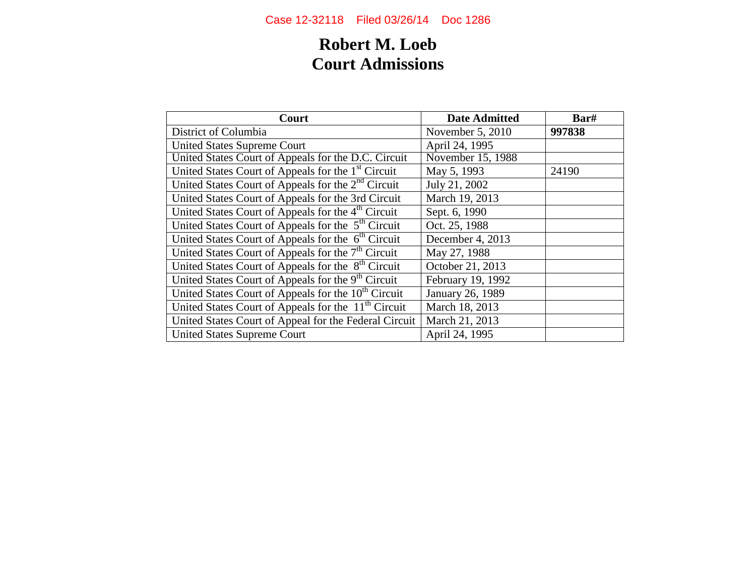# Robert M. Loeb
# Court Admissions

| Court | Date Admitted | Bar# |
|---|---|---|
| District of Columbia | November 5, 2010 | **997838** |
| United States Supreme Court | April 24, 1995 | |
| United States Court of Appeals for the D.C. Circuit | November 15, 1988 | |
| United States Court of Appeals for the 1st Circuit | May 5, 1993 | 24190 |
| United States Court of Appeals for the 2nd Circuit | July 21, 2002 | |
| United States Court of Appeals for the 3rd Circuit | March 19, 2013 | |
| United States Court of Appeals for the 4th Circuit | Sept. 6, 1990 | |
| United States Court of Appeals for the 5th Circuit | Oct. 25, 1988 | |
| United States Court of Appeals for the 6th Circuit | December 4, 2013 | |
| United States Court of Appeals for the 7th Circuit | May 27, 1988 | |
| United States Court of Appeals for the 8th Circuit | October 21, 2013 | |
| United States Court of Appeals for the 9th Circuit | February 19, 1992 | |
| United States Court of Appeals for the 10th Circuit | January 26, 1989 | |
| United States Court of Appeals for the 11th Circuit | March 18, 2013 | |
| United States Court of Appeal for the Federal Circuit | March 21, 2013 | |
| United States Supreme Court | April 24, 1995 | |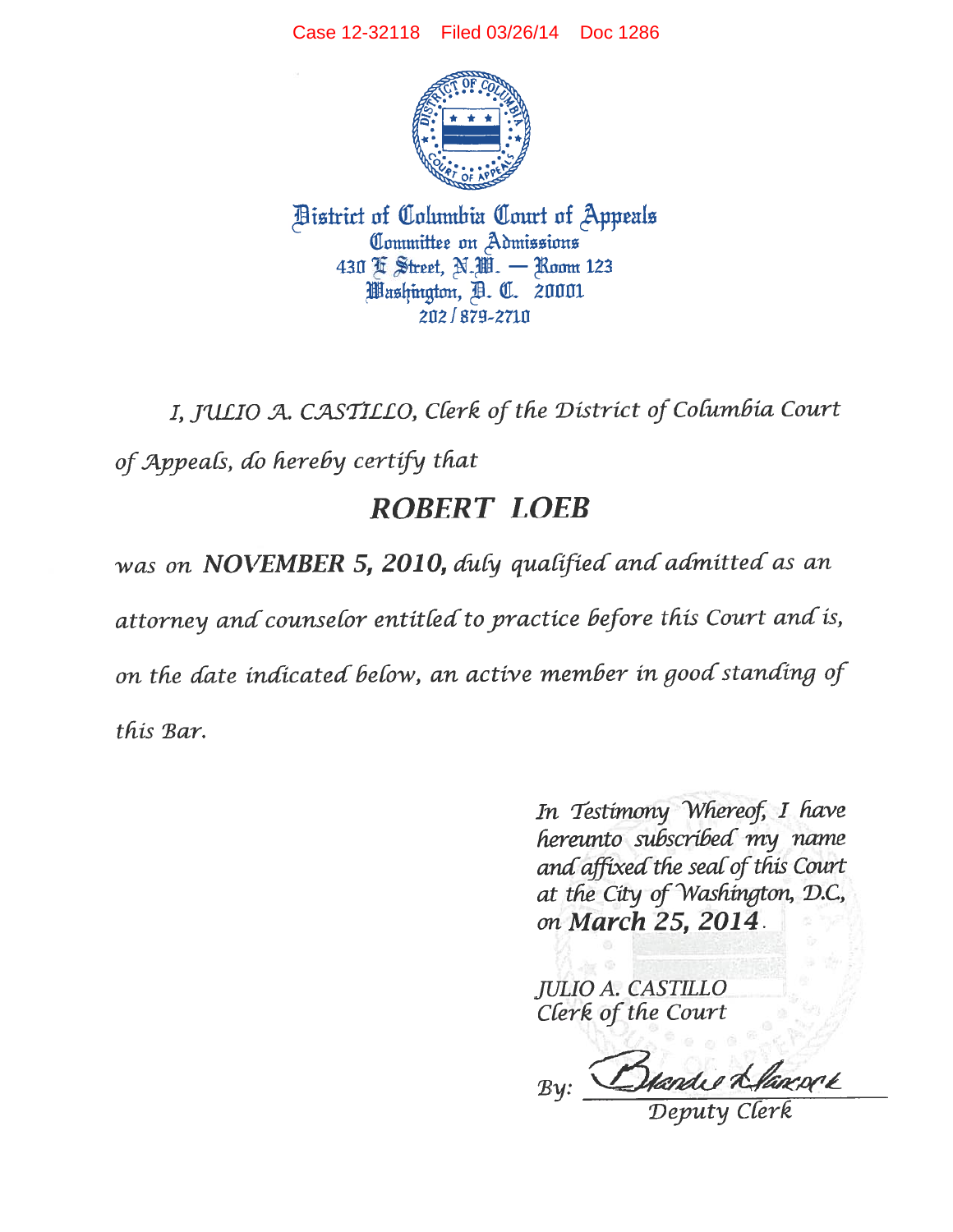District of Columbia Court of Appeals
Committee on Admissions
430 E Street, N.W. — Room 123
Washington, D. C. 20001
202 / 879-2710

*I, JULIO A. CASTILLO, Clerk of the District of Columbia Court of Appeals, do hereby certify that*

## ROBERT LOEB

*was on* **NOVEMBER 5, 2010,** *duly qualified and admitted as an attorney and counselor entitled to practice before this Court and is, on the date indicated below, an active member in good standing of this Bar.*

*In Testimony Whereof, I have hereunto subscribed my name and affixed the seal of this Court at the City of Washington, D.C., on* **March 25, 2014**.

*JULIO A. CASTILLO*
*Clerk of the Court*

*By:* ______________________
*Deputy Clerk*